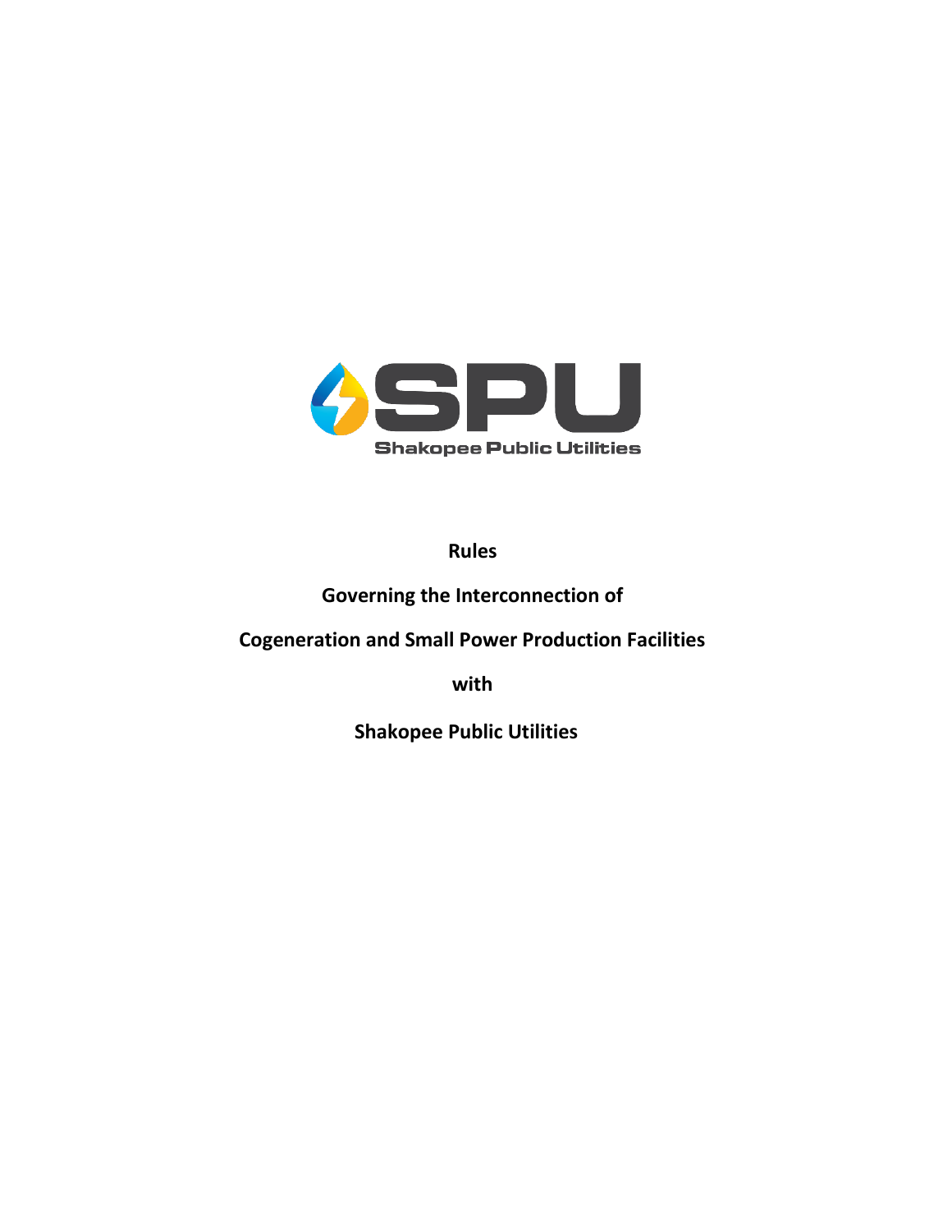SPU

Shakopee Public Utilities

# Rules

# Governing the Interconnection of

# Cogeneration and Small Power Production Facilities

# with

# Shakopee Public Utilities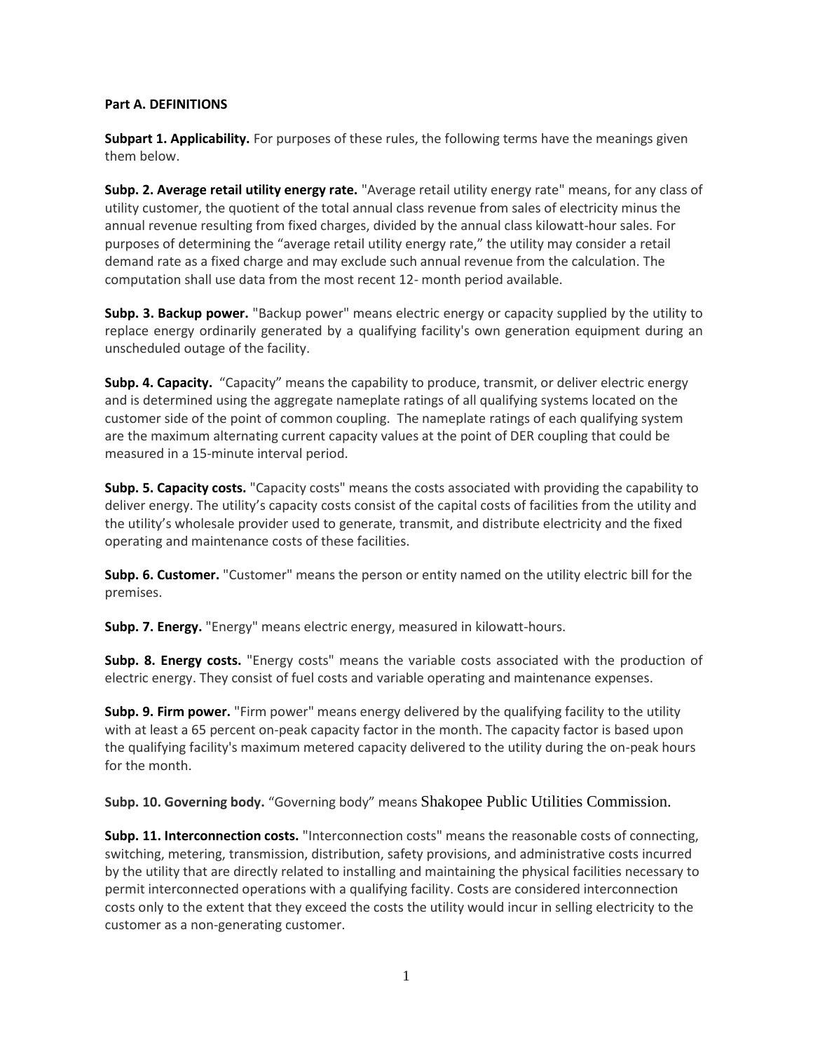**Part A. DEFINITIONS**

**Subpart 1. Applicability.** For purposes of these rules, the following terms have the meanings given them below.

**Subp. 2. Average retail utility energy rate.** "Average retail utility energy rate" means, for any class of utility customer, the quotient of the total annual class revenue from sales of electricity minus the annual revenue resulting from fixed charges, divided by the annual class kilowatt-hour sales. For purposes of determining the "average retail utility energy rate," the utility may consider a retail demand rate as a fixed charge and may exclude such annual revenue from the calculation. The computation shall use data from the most recent 12- month period available.

**Subp. 3. Backup power.** "Backup power" means electric energy or capacity supplied by the utility to replace energy ordinarily generated by a qualifying facility's own generation equipment during an unscheduled outage of the facility.

**Subp. 4. Capacity.** "Capacity" means the capability to produce, transmit, or deliver electric energy and is determined using the aggregate nameplate ratings of all qualifying systems located on the customer side of the point of common coupling. The nameplate ratings of each qualifying system are the maximum alternating current capacity values at the point of DER coupling that could be measured in a 15-minute interval period.

**Subp. 5. Capacity costs.** "Capacity costs" means the costs associated with providing the capability to deliver energy. The utility's capacity costs consist of the capital costs of facilities from the utility and the utility's wholesale provider used to generate, transmit, and distribute electricity and the fixed operating and maintenance costs of these facilities.

**Subp. 6. Customer.** "Customer" means the person or entity named on the utility electric bill for the premises.

**Subp. 7. Energy.** "Energy" means electric energy, measured in kilowatt-hours.

**Subp. 8. Energy costs.** "Energy costs" means the variable costs associated with the production of electric energy. They consist of fuel costs and variable operating and maintenance expenses.

**Subp. 9. Firm power.** "Firm power" means energy delivered by the qualifying facility to the utility with at least a 65 percent on-peak capacity factor in the month. The capacity factor is based upon the qualifying facility's maximum metered capacity delivered to the utility during the on-peak hours for the month.

**Subp. 10. Governing body.** "Governing body" means Shakopee Public Utilities Commission.

**Subp. 11. Interconnection costs.** "Interconnection costs" means the reasonable costs of connecting, switching, metering, transmission, distribution, safety provisions, and administrative costs incurred by the utility that are directly related to installing and maintaining the physical facilities necessary to permit interconnected operations with a qualifying facility. Costs are considered interconnection costs only to the extent that they exceed the costs the utility would incur in selling electricity to the customer as a non-generating customer.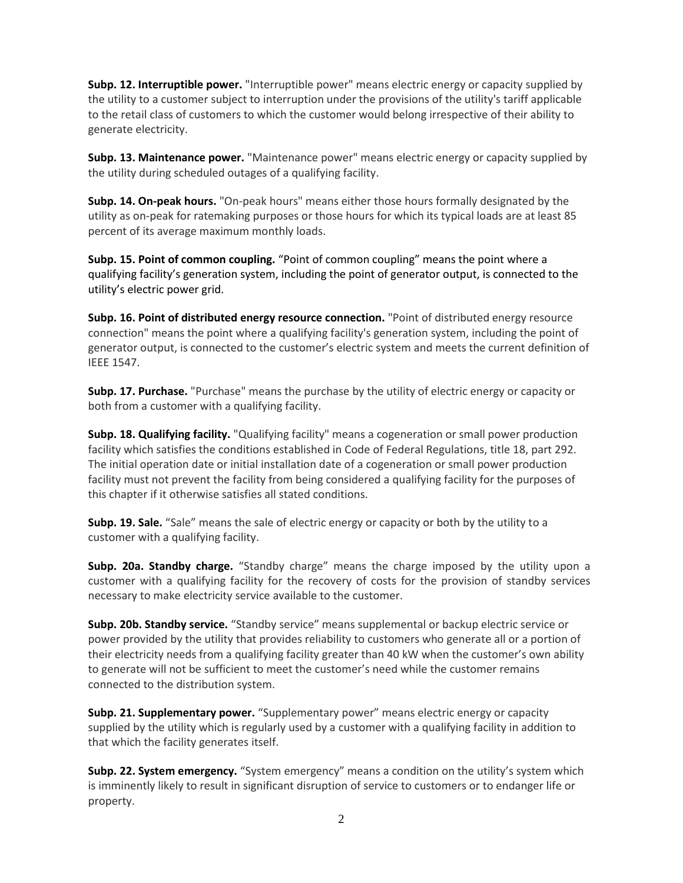**Subp. 12. Interruptible power.** "Interruptible power" means electric energy or capacity supplied by the utility to a customer subject to interruption under the provisions of the utility's tariff applicable to the retail class of customers to which the customer would belong irrespective of their ability to generate electricity.

**Subp. 13. Maintenance power.** "Maintenance power" means electric energy or capacity supplied by the utility during scheduled outages of a qualifying facility.

**Subp. 14. On-peak hours.** "On-peak hours" means either those hours formally designated by the utility as on-peak for ratemaking purposes or those hours for which its typical loads are at least 85 percent of its average maximum monthly loads.

**Subp. 15. Point of common coupling.** "Point of common coupling" means the point where a qualifying facility's generation system, including the point of generator output, is connected to the utility's electric power grid.

**Subp. 16. Point of distributed energy resource connection.** "Point of distributed energy resource connection" means the point where a qualifying facility's generation system, including the point of generator output, is connected to the customer's electric system and meets the current definition of IEEE 1547.

**Subp. 17. Purchase.** "Purchase" means the purchase by the utility of electric energy or capacity or both from a customer with a qualifying facility.

**Subp. 18. Qualifying facility.** "Qualifying facility" means a cogeneration or small power production facility which satisfies the conditions established in Code of Federal Regulations, title 18, part 292. The initial operation date or initial installation date of a cogeneration or small power production facility must not prevent the facility from being considered a qualifying facility for the purposes of this chapter if it otherwise satisfies all stated conditions.

**Subp. 19. Sale.** "Sale" means the sale of electric energy or capacity or both by the utility to a customer with a qualifying facility.

**Subp. 20a. Standby charge.** "Standby charge" means the charge imposed by the utility upon a customer with a qualifying facility for the recovery of costs for the provision of standby services necessary to make electricity service available to the customer.

**Subp. 20b. Standby service.** "Standby service" means supplemental or backup electric service or power provided by the utility that provides reliability to customers who generate all or a portion of their electricity needs from a qualifying facility greater than 40 kW when the customer's own ability to generate will not be sufficient to meet the customer's need while the customer remains connected to the distribution system.

**Subp. 21. Supplementary power.** "Supplementary power" means electric energy or capacity supplied by the utility which is regularly used by a customer with a qualifying facility in addition to that which the facility generates itself.

**Subp. 22. System emergency.** "System emergency" means a condition on the utility's system which is imminently likely to result in significant disruption of service to customers or to endanger life or property.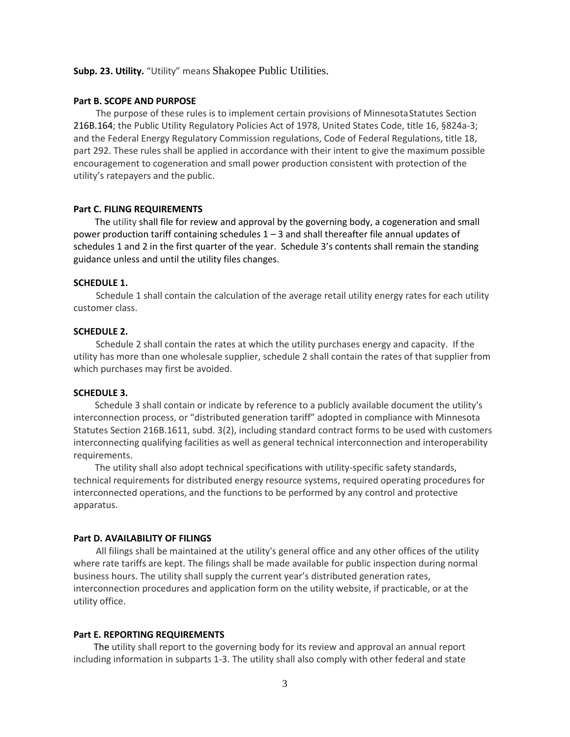**Subp. 23. Utility.** "Utility" means Shakopee Public Utilities.

### Part B. SCOPE AND PURPOSE

The purpose of these rules is to implement certain provisions of Minnesota Statutes Section 216B.164; the Public Utility Regulatory Policies Act of 1978, United States Code, title 16, §824a-3; and the Federal Energy Regulatory Commission regulations, Code of Federal Regulations, title 18, part 292. These rules shall be applied in accordance with their intent to give the maximum possible encouragement to cogeneration and small power production consistent with protection of the utility's ratepayers and the public.

### Part C. FILING REQUIREMENTS

The utility shall file for review and approval by the governing body, a cogeneration and small power production tariff containing schedules 1 – 3 and shall thereafter file annual updates of schedules 1 and 2 in the first quarter of the year. Schedule 3's contents shall remain the standing guidance unless and until the utility files changes.

#### SCHEDULE 1.

Schedule 1 shall contain the calculation of the average retail utility energy rates for each utility customer class.

#### SCHEDULE 2.

Schedule 2 shall contain the rates at which the utility purchases energy and capacity. If the utility has more than one wholesale supplier, schedule 2 shall contain the rates of that supplier from which purchases may first be avoided.

#### SCHEDULE 3.

Schedule 3 shall contain or indicate by reference to a publicly available document the utility's interconnection process, or "distributed generation tariff" adopted in compliance with Minnesota Statutes Section 216B.1611, subd. 3(2), including standard contract forms to be used with customers interconnecting qualifying facilities as well as general technical interconnection and interoperability requirements.

The utility shall also adopt technical specifications with utility-specific safety standards, technical requirements for distributed energy resource systems, required operating procedures for interconnected operations, and the functions to be performed by any control and protective apparatus.

### Part D. AVAILABILITY OF FILINGS

All filings shall be maintained at the utility's general office and any other offices of the utility where rate tariffs are kept. The filings shall be made available for public inspection during normal business hours. The utility shall supply the current year's distributed generation rates, interconnection procedures and application form on the utility website, if practicable, or at the utility office.

### Part E. REPORTING REQUIREMENTS

The utility shall report to the governing body for its review and approval an annual report including information in subparts 1-3. The utility shall also comply with other federal and state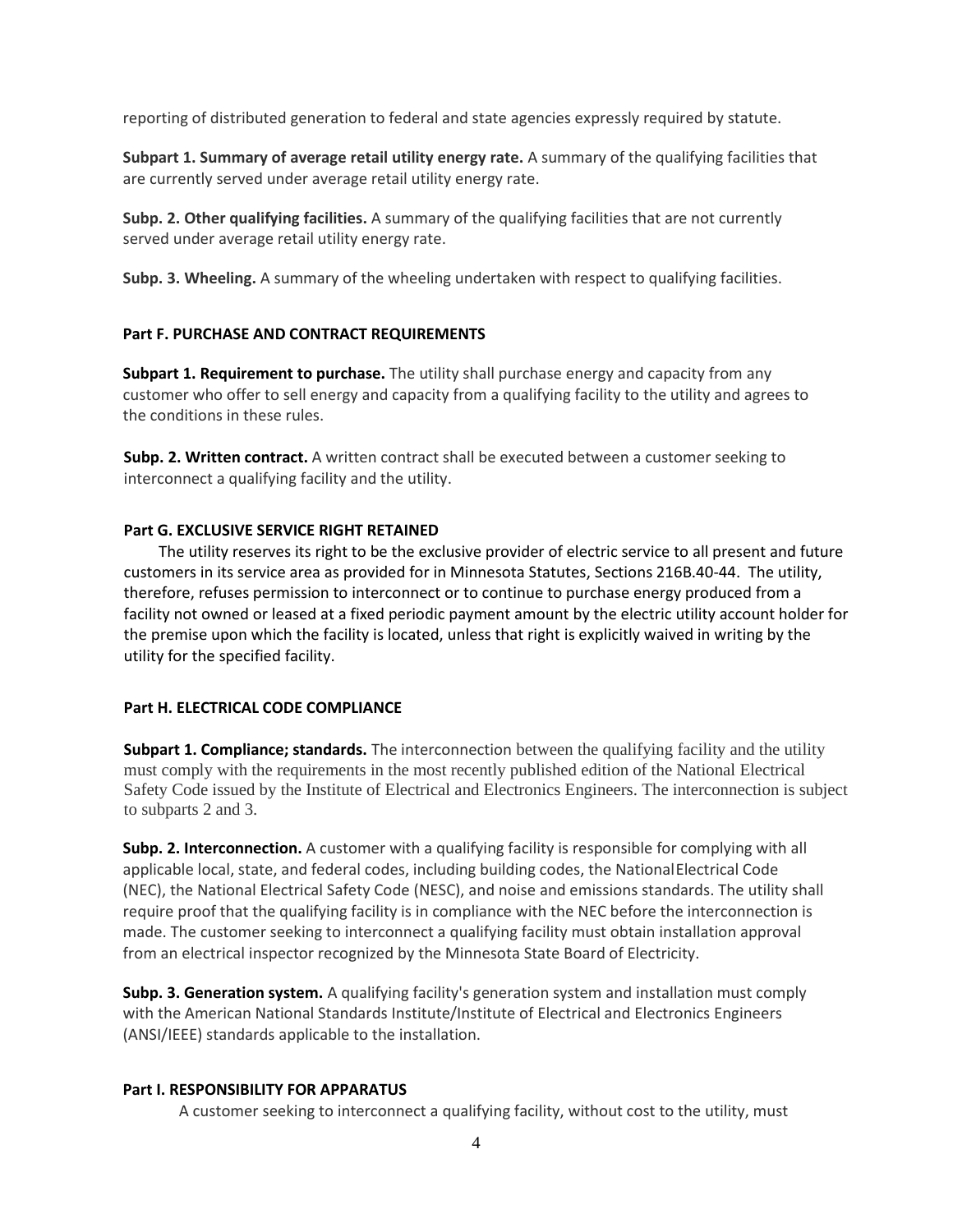reporting of distributed generation to federal and state agencies expressly required by statute.

**Subpart 1. Summary of average retail utility energy rate.** A summary of the qualifying facilities that are currently served under average retail utility energy rate.

**Subp. 2. Other qualifying facilities.** A summary of the qualifying facilities that are not currently served under average retail utility energy rate.

**Subp. 3. Wheeling.** A summary of the wheeling undertaken with respect to qualifying facilities.

### Part F. PURCHASE AND CONTRACT REQUIREMENTS

**Subpart 1. Requirement to purchase.** The utility shall purchase energy and capacity from any customer who offer to sell energy and capacity from a qualifying facility to the utility and agrees to the conditions in these rules.

**Subp. 2. Written contract.** A written contract shall be executed between a customer seeking to interconnect a qualifying facility and the utility.

### Part G. EXCLUSIVE SERVICE RIGHT RETAINED

The utility reserves its right to be the exclusive provider of electric service to all present and future customers in its service area as provided for in Minnesota Statutes, Sections 216B.40-44. The utility, therefore, refuses permission to interconnect or to continue to purchase energy produced from a facility not owned or leased at a fixed periodic payment amount by the electric utility account holder for the premise upon which the facility is located, unless that right is explicitly waived in writing by the utility for the specified facility.

### Part H. ELECTRICAL CODE COMPLIANCE

**Subpart 1. Compliance; standards.** The interconnection between the qualifying facility and the utility must comply with the requirements in the most recently published edition of the National Electrical Safety Code issued by the Institute of Electrical and Electronics Engineers. The interconnection is subject to subparts 2 and 3.

**Subp. 2. Interconnection.** A customer with a qualifying facility is responsible for complying with all applicable local, state, and federal codes, including building codes, the National Electrical Code (NEC), the National Electrical Safety Code (NESC), and noise and emissions standards. The utility shall require proof that the qualifying facility is in compliance with the NEC before the interconnection is made. The customer seeking to interconnect a qualifying facility must obtain installation approval from an electrical inspector recognized by the Minnesota State Board of Electricity.

**Subp. 3. Generation system.** A qualifying facility's generation system and installation must comply with the American National Standards Institute/Institute of Electrical and Electronics Engineers (ANSI/IEEE) standards applicable to the installation.

### Part I. RESPONSIBILITY FOR APPARATUS

A customer seeking to interconnect a qualifying facility, without cost to the utility, must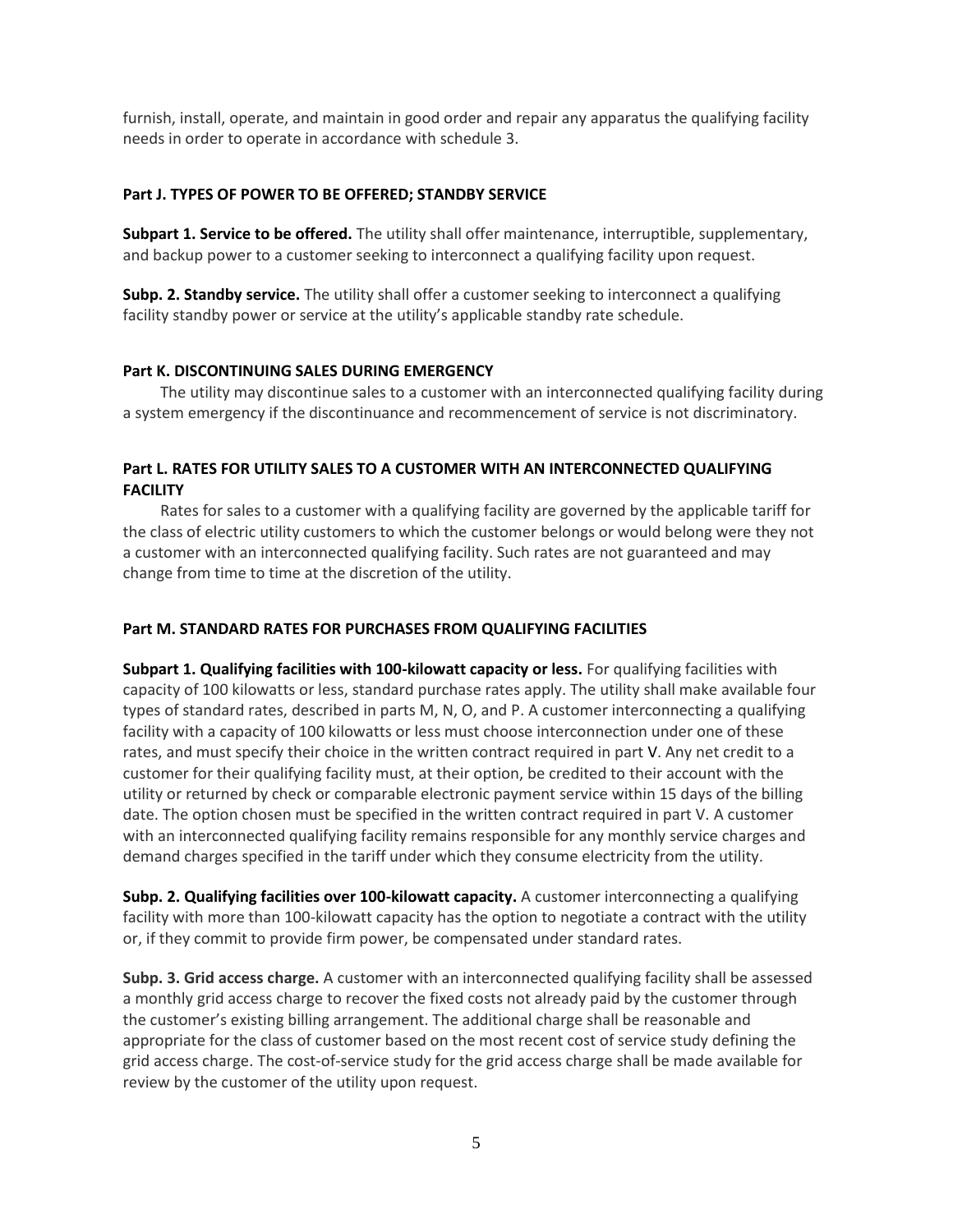furnish, install, operate, and maintain in good order and repair any apparatus the qualifying facility needs in order to operate in accordance with schedule 3.

### Part J. TYPES OF POWER TO BE OFFERED; STANDBY SERVICE

**Subpart 1. Service to be offered.** The utility shall offer maintenance, interruptible, supplementary, and backup power to a customer seeking to interconnect a qualifying facility upon request.

**Subp. 2. Standby service.** The utility shall offer a customer seeking to interconnect a qualifying facility standby power or service at the utility's applicable standby rate schedule.

### Part K. DISCONTINUING SALES DURING EMERGENCY

The utility may discontinue sales to a customer with an interconnected qualifying facility during a system emergency if the discontinuance and recommencement of service is not discriminatory.

### Part L. RATES FOR UTILITY SALES TO A CUSTOMER WITH AN INTERCONNECTED QUALIFYING FACILITY

Rates for sales to a customer with a qualifying facility are governed by the applicable tariff for the class of electric utility customers to which the customer belongs or would belong were they not a customer with an interconnected qualifying facility. Such rates are not guaranteed and may change from time to time at the discretion of the utility.

### Part M. STANDARD RATES FOR PURCHASES FROM QUALIFYING FACILITIES

**Subpart 1. Qualifying facilities with 100-kilowatt capacity or less.** For qualifying facilities with capacity of 100 kilowatts or less, standard purchase rates apply. The utility shall make available four types of standard rates, described in parts M, N, O, and P. A customer interconnecting a qualifying facility with a capacity of 100 kilowatts or less must choose interconnection under one of these rates, and must specify their choice in the written contract required in part V. Any net credit to a customer for their qualifying facility must, at their option, be credited to their account with the utility or returned by check or comparable electronic payment service within 15 days of the billing date. The option chosen must be specified in the written contract required in part V. A customer with an interconnected qualifying facility remains responsible for any monthly service charges and demand charges specified in the tariff under which they consume electricity from the utility.

**Subp. 2. Qualifying facilities over 100-kilowatt capacity.** A customer interconnecting a qualifying facility with more than 100-kilowatt capacity has the option to negotiate a contract with the utility or, if they commit to provide firm power, be compensated under standard rates.

**Subp. 3. Grid access charge.** A customer with an interconnected qualifying facility shall be assessed a monthly grid access charge to recover the fixed costs not already paid by the customer through the customer's existing billing arrangement. The additional charge shall be reasonable and appropriate for the class of customer based on the most recent cost of service study defining the grid access charge. The cost-of-service study for the grid access charge shall be made available for review by the customer of the utility upon request.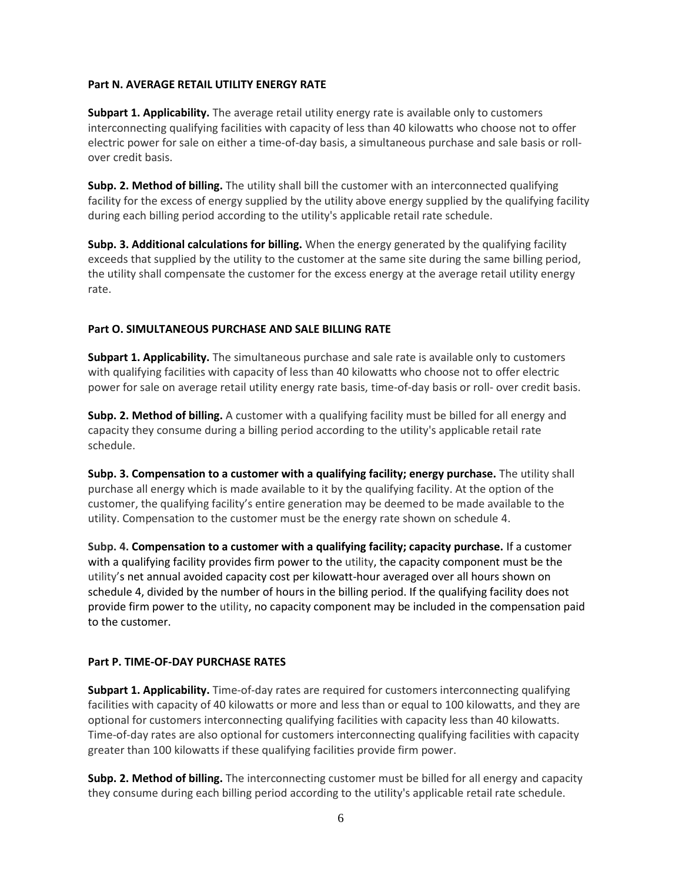**Part N. AVERAGE RETAIL UTILITY ENERGY RATE**

**Subpart 1. Applicability.** The average retail utility energy rate is available only to customers interconnecting qualifying facilities with capacity of less than 40 kilowatts who choose not to offer electric power for sale on either a time-of-day basis, a simultaneous purchase and sale basis or roll-over credit basis.

**Subp. 2. Method of billing.** The utility shall bill the customer with an interconnected qualifying facility for the excess of energy supplied by the utility above energy supplied by the qualifying facility during each billing period according to the utility's applicable retail rate schedule.

**Subp. 3. Additional calculations for billing.** When the energy generated by the qualifying facility exceeds that supplied by the utility to the customer at the same site during the same billing period, the utility shall compensate the customer for the excess energy at the average retail utility energy rate.

**Part O. SIMULTANEOUS PURCHASE AND SALE BILLING RATE**

**Subpart 1. Applicability.** The simultaneous purchase and sale rate is available only to customers with qualifying facilities with capacity of less than 40 kilowatts who choose not to offer electric power for sale on average retail utility energy rate basis, time-of-day basis or roll- over credit basis.

**Subp. 2. Method of billing.** A customer with a qualifying facility must be billed for all energy and capacity they consume during a billing period according to the utility's applicable retail rate schedule.

**Subp. 3. Compensation to a customer with a qualifying facility; energy purchase.** The utility shall purchase all energy which is made available to it by the qualifying facility. At the option of the customer, the qualifying facility's entire generation may be deemed to be made available to the utility. Compensation to the customer must be the energy rate shown on schedule 4.

**Subp. 4. Compensation to a customer with a qualifying facility; capacity purchase.** If a customer with a qualifying facility provides firm power to the utility, the capacity component must be the utility's net annual avoided capacity cost per kilowatt-hour averaged over all hours shown on schedule 4, divided by the number of hours in the billing period. If the qualifying facility does not provide firm power to the utility, no capacity component may be included in the compensation paid to the customer.

**Part P. TIME-OF-DAY PURCHASE RATES**

**Subpart 1. Applicability.** Time-of-day rates are required for customers interconnecting qualifying facilities with capacity of 40 kilowatts or more and less than or equal to 100 kilowatts, and they are optional for customers interconnecting qualifying facilities with capacity less than 40 kilowatts. Time-of-day rates are also optional for customers interconnecting qualifying facilities with capacity greater than 100 kilowatts if these qualifying facilities provide firm power.

**Subp. 2. Method of billing.** The interconnecting customer must be billed for all energy and capacity they consume during each billing period according to the utility's applicable retail rate schedule.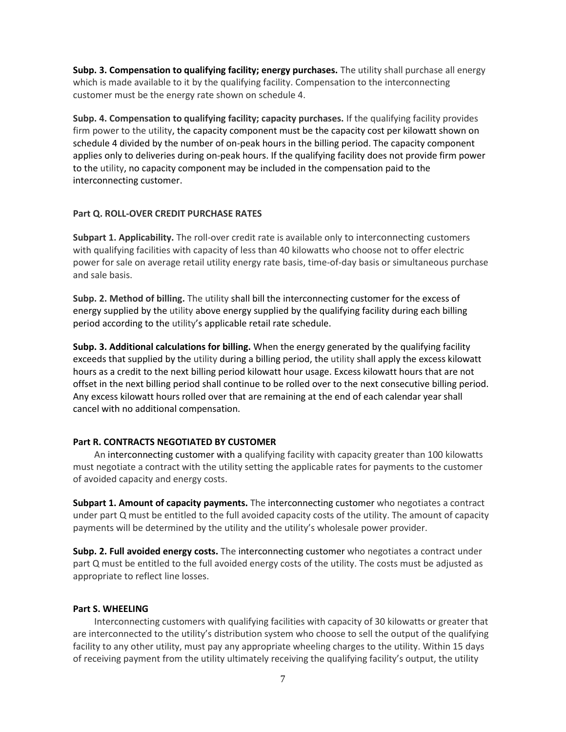**Subp. 3. Compensation to qualifying facility; energy purchases.** The utility shall purchase all energy which is made available to it by the qualifying facility. Compensation to the interconnecting customer must be the energy rate shown on schedule 4.

**Subp. 4. Compensation to qualifying facility; capacity purchases.** If the qualifying facility provides firm power to the utility, the capacity component must be the capacity cost per kilowatt shown on schedule 4 divided by the number of on-peak hours in the billing period. The capacity component applies only to deliveries during on-peak hours. If the qualifying facility does not provide firm power to the utility, no capacity component may be included in the compensation paid to the interconnecting customer.

**Part Q. ROLL-OVER CREDIT PURCHASE RATES**

**Subpart 1. Applicability.** The roll-over credit rate is available only to interconnecting customers with qualifying facilities with capacity of less than 40 kilowatts who choose not to offer electric power for sale on average retail utility energy rate basis, time-of-day basis or simultaneous purchase and sale basis.

**Subp. 2. Method of billing.** The utility shall bill the interconnecting customer for the excess of energy supplied by the utility above energy supplied by the qualifying facility during each billing period according to the utility's applicable retail rate schedule.

**Subp. 3. Additional calculations for billing.** When the energy generated by the qualifying facility exceeds that supplied by the utility during a billing period, the utility shall apply the excess kilowatt hours as a credit to the next billing period kilowatt hour usage. Excess kilowatt hours that are not offset in the next billing period shall continue to be rolled over to the next consecutive billing period. Any excess kilowatt hours rolled over that are remaining at the end of each calendar year shall cancel with no additional compensation.

**Part R. CONTRACTS NEGOTIATED BY CUSTOMER**

An interconnecting customer with a qualifying facility with capacity greater than 100 kilowatts must negotiate a contract with the utility setting the applicable rates for payments to the customer of avoided capacity and energy costs.

**Subpart 1. Amount of capacity payments.** The interconnecting customer who negotiates a contract under part Q must be entitled to the full avoided capacity costs of the utility. The amount of capacity payments will be determined by the utility and the utility's wholesale power provider.

**Subp. 2. Full avoided energy costs.** The interconnecting customer who negotiates a contract under part Q must be entitled to the full avoided energy costs of the utility. The costs must be adjusted as appropriate to reflect line losses.

**Part S. WHEELING**

Interconnecting customers with qualifying facilities with capacity of 30 kilowatts or greater that are interconnected to the utility's distribution system who choose to sell the output of the qualifying facility to any other utility, must pay any appropriate wheeling charges to the utility. Within 15 days of receiving payment from the utility ultimately receiving the qualifying facility's output, the utility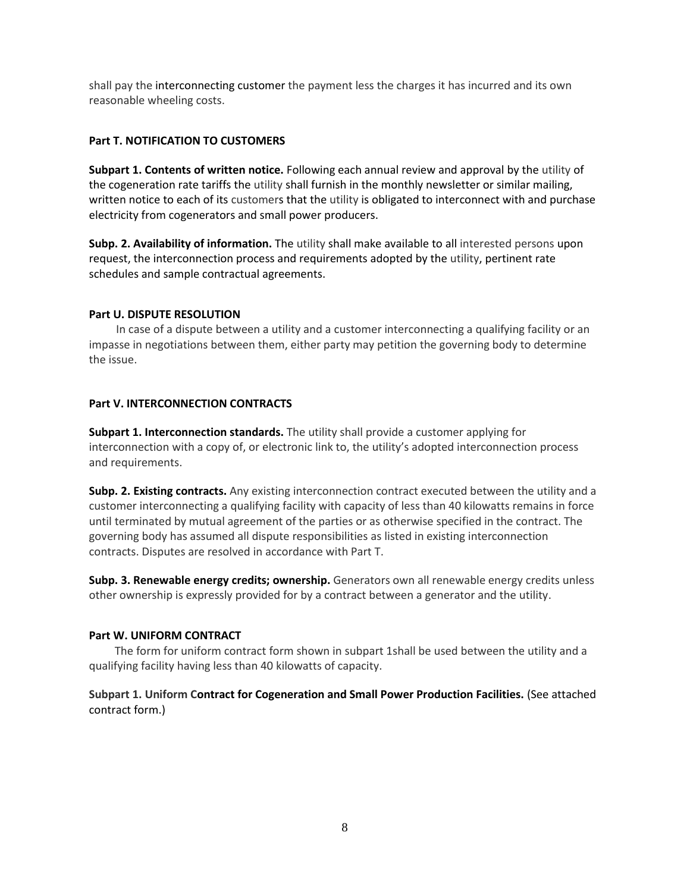shall pay the interconnecting customer the payment less the charges it has incurred and its own reasonable wheeling costs.

**Part T. NOTIFICATION TO CUSTOMERS**

**Subpart 1. Contents of written notice.** Following each annual review and approval by the utility of the cogeneration rate tariffs the utility shall furnish in the monthly newsletter or similar mailing, written notice to each of its customers that the utility is obligated to interconnect with and purchase electricity from cogenerators and small power producers.

**Subp. 2. Availability of information.** The utility shall make available to all interested persons upon request, the interconnection process and requirements adopted by the utility, pertinent rate schedules and sample contractual agreements.

**Part U. DISPUTE RESOLUTION**

In case of a dispute between a utility and a customer interconnecting a qualifying facility or an impasse in negotiations between them, either party may petition the governing body to determine the issue.

**Part V. INTERCONNECTION CONTRACTS**

**Subpart 1. Interconnection standards.** The utility shall provide a customer applying for interconnection with a copy of, or electronic link to, the utility's adopted interconnection process and requirements.

**Subp. 2. Existing contracts.** Any existing interconnection contract executed between the utility and a customer interconnecting a qualifying facility with capacity of less than 40 kilowatts remains in force until terminated by mutual agreement of the parties or as otherwise specified in the contract. The governing body has assumed all dispute responsibilities as listed in existing interconnection contracts. Disputes are resolved in accordance with Part T.

**Subp. 3. Renewable energy credits; ownership.** Generators own all renewable energy credits unless other ownership is expressly provided for by a contract between a generator and the utility.

**Part W. UNIFORM CONTRACT**

The form for uniform contract form shown in subpart 1shall be used between the utility and a qualifying facility having less than 40 kilowatts of capacity.

**Subpart 1. Uniform Contract for Cogeneration and Small Power Production Facilities.** (See attached contract form.)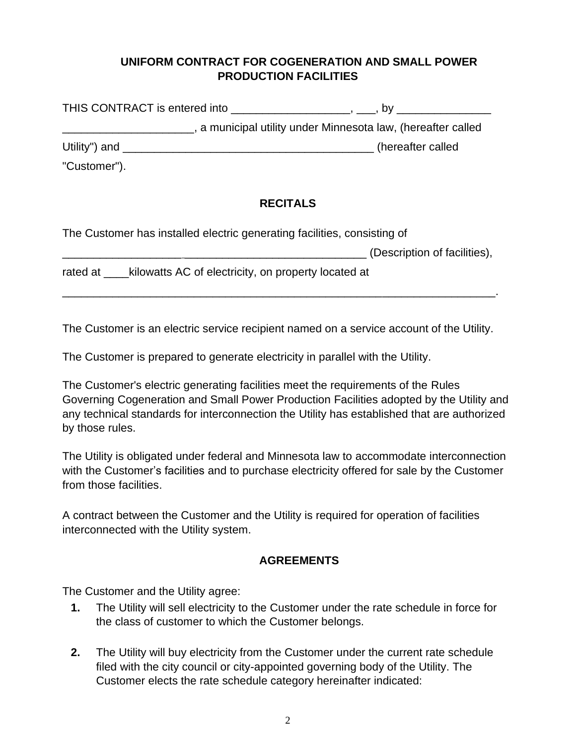## UNIFORM CONTRACT FOR COGENERATION AND SMALL POWER PRODUCTION FACILITIES

THIS CONTRACT is entered into ___________________, ___, by _______________ ____________________, a municipal utility under Minnesota law, (hereafter called Utility") and _________________________________________ (hereafter called "Customer").

## RECITALS

The Customer has installed electric generating facilities, consisting of ________________________________________________ (Description of facilities), rated at ____kilowatts AC of electricity, on property located at ________________________________________________________________________.

The Customer is an electric service recipient named on a service account of the Utility.

The Customer is prepared to generate electricity in parallel with the Utility.

The Customer's electric generating facilities meet the requirements of the Rules Governing Cogeneration and Small Power Production Facilities adopted by the Utility and any technical standards for interconnection the Utility has established that are authorized by those rules.

The Utility is obligated under federal and Minnesota law to accommodate interconnection with the Customer's facilities and to purchase electricity offered for sale by the Customer from those facilities.

A contract between the Customer and the Utility is required for operation of facilities interconnected with the Utility system.

## AGREEMENTS

The Customer and the Utility agree:

1. The Utility will sell electricity to the Customer under the rate schedule in force for the class of customer to which the Customer belongs.

2. The Utility will buy electricity from the Customer under the current rate schedule filed with the city council or city-appointed governing body of the Utility. The Customer elects the rate schedule category hereinafter indicated: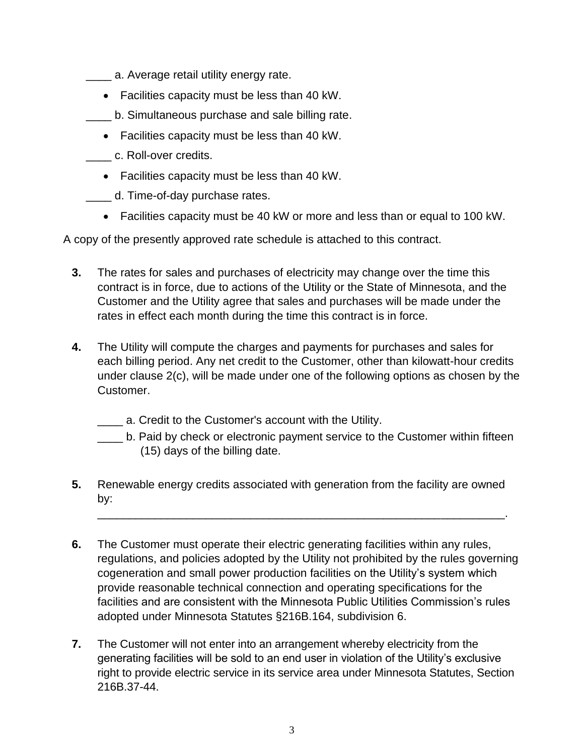____ a. Average retail utility energy rate.

- Facilities capacity must be less than 40 kW.

____ b. Simultaneous purchase and sale billing rate.

- Facilities capacity must be less than 40 kW.

____ c. Roll-over credits.

- Facilities capacity must be less than 40 kW.

____ d. Time-of-day purchase rates.

- Facilities capacity must be 40 kW or more and less than or equal to 100 kW.

A copy of the presently approved rate schedule is attached to this contract.

**3.** The rates for sales and purchases of electricity may change over the time this contract is in force, due to actions of the Utility or the State of Minnesota, and the Customer and the Utility agree that sales and purchases will be made under the rates in effect each month during the time this contract is in force.

**4.** The Utility will compute the charges and payments for purchases and sales for each billing period. Any net credit to the Customer, other than kilowatt-hour credits under clause 2(c), will be made under one of the following options as chosen by the Customer.

____ a. Credit to the Customer's account with the Utility.

____ b. Paid by check or electronic payment service to the Customer within fifteen (15) days of the billing date.

**5.** Renewable energy credits associated with generation from the facility are owned by: ________________________________________________________________.

**6.** The Customer must operate their electric generating facilities within any rules, regulations, and policies adopted by the Utility not prohibited by the rules governing cogeneration and small power production facilities on the Utility's system which provide reasonable technical connection and operating specifications for the facilities and are consistent with the Minnesota Public Utilities Commission's rules adopted under Minnesota Statutes §216B.164, subdivision 6.

**7.** The Customer will not enter into an arrangement whereby electricity from the generating facilities will be sold to an end user in violation of the Utility's exclusive right to provide electric service in its service area under Minnesota Statutes, Section 216B.37-44.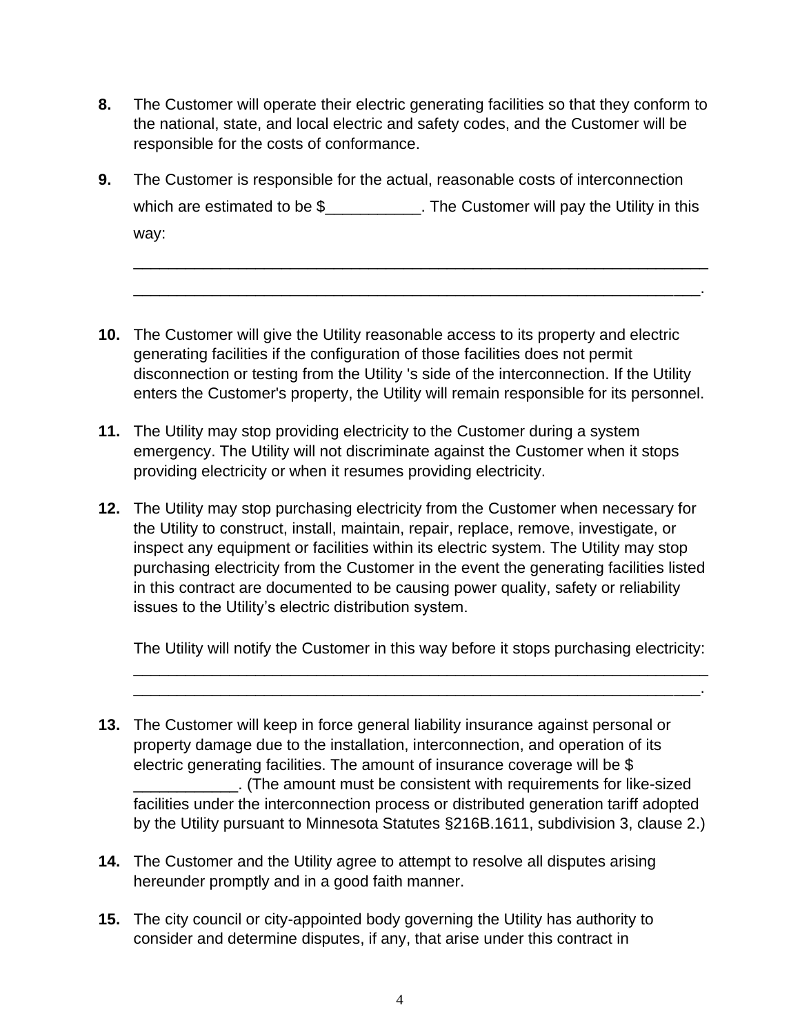**8.** The Customer will operate their electric generating facilities so that they conform to the national, state, and local electric and safety codes, and the Customer will be responsible for the costs of conformance.

**9.** The Customer is responsible for the actual, reasonable costs of interconnection which are estimated to be $___________. The Customer will pay the Utility in this way:

_________________________________________________________________

_________________________________________________________________.

**10.** The Customer will give the Utility reasonable access to its property and electric generating facilities if the configuration of those facilities does not permit disconnection or testing from the Utility 's side of the interconnection. If the Utility enters the Customer's property, the Utility will remain responsible for its personnel.

**11.** The Utility may stop providing electricity to the Customer during a system emergency. The Utility will not discriminate against the Customer when it stops providing electricity or when it resumes providing electricity.

**12.** The Utility may stop purchasing electricity from the Customer when necessary for the Utility to construct, install, maintain, repair, replace, remove, investigate, or inspect any equipment or facilities within its electric system. The Utility may stop purchasing electricity from the Customer in the event the generating facilities listed in this contract are documented to be causing power quality, safety or reliability issues to the Utility's electric distribution system.

The Utility will notify the Customer in this way before it stops purchasing electricity:

_________________________________________________________________

_________________________________________________________________.

**13.** The Customer will keep in force general liability insurance against personal or property damage due to the installation, interconnection, and operation of its electric generating facilities. The amount of insurance coverage will be $ ____________. (The amount must be consistent with requirements for like-sized facilities under the interconnection process or distributed generation tariff adopted by the Utility pursuant to Minnesota Statutes §216B.1611, subdivision 3, clause 2.)

**14.** The Customer and the Utility agree to attempt to resolve all disputes arising hereunder promptly and in a good faith manner.

**15.** The city council or city-appointed body governing the Utility has authority to consider and determine disputes, if any, that arise under this contract in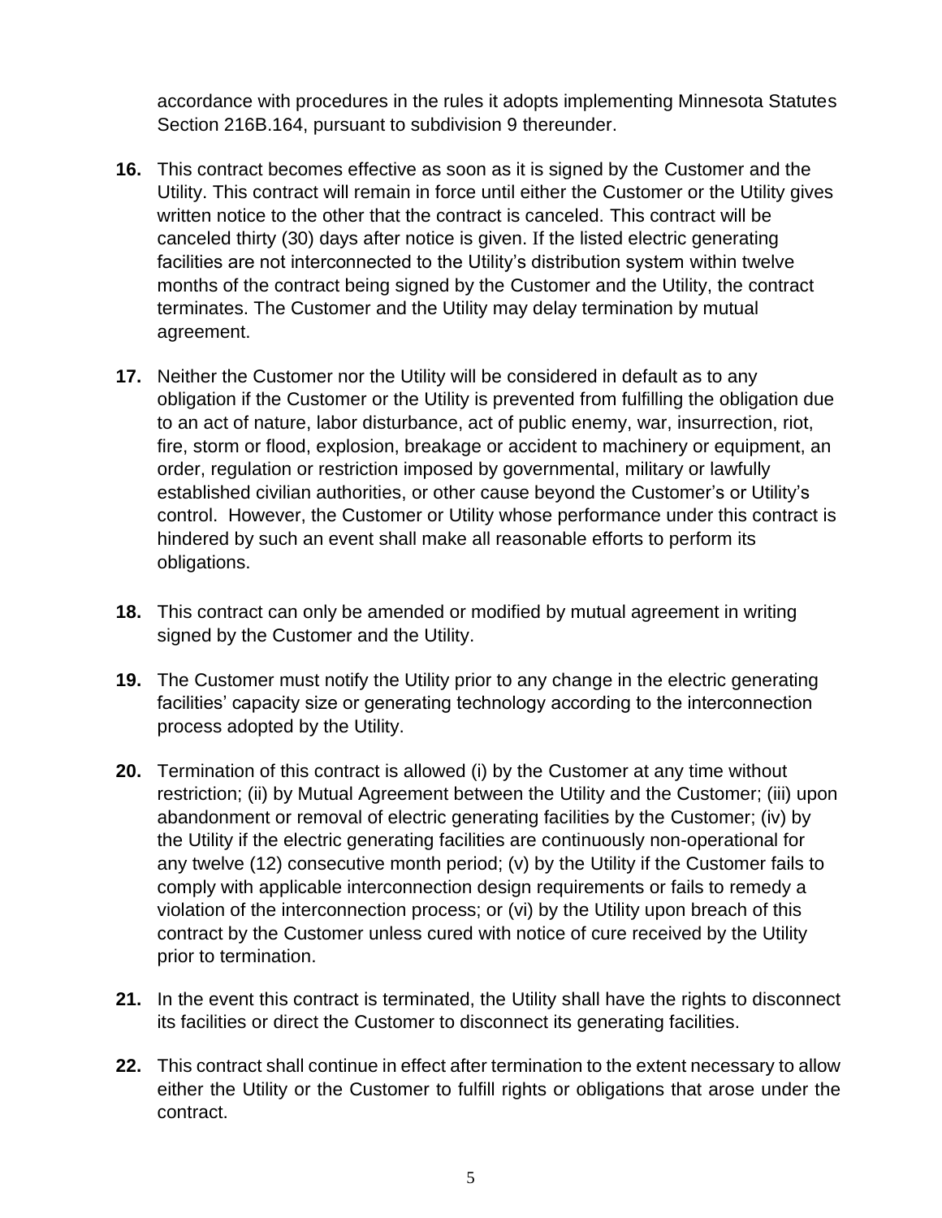accordance with procedures in the rules it adopts implementing Minnesota Statutes Section 216B.164, pursuant to subdivision 9 thereunder.

**16.** This contract becomes effective as soon as it is signed by the Customer and the Utility. This contract will remain in force until either the Customer or the Utility gives written notice to the other that the contract is canceled. This contract will be canceled thirty (30) days after notice is given. If the listed electric generating facilities are not interconnected to the Utility's distribution system within twelve months of the contract being signed by the Customer and the Utility, the contract terminates. The Customer and the Utility may delay termination by mutual agreement.

**17.** Neither the Customer nor the Utility will be considered in default as to any obligation if the Customer or the Utility is prevented from fulfilling the obligation due to an act of nature, labor disturbance, act of public enemy, war, insurrection, riot, fire, storm or flood, explosion, breakage or accident to machinery or equipment, an order, regulation or restriction imposed by governmental, military or lawfully established civilian authorities, or other cause beyond the Customer's or Utility's control. However, the Customer or Utility whose performance under this contract is hindered by such an event shall make all reasonable efforts to perform its obligations.

**18.** This contract can only be amended or modified by mutual agreement in writing signed by the Customer and the Utility.

**19.** The Customer must notify the Utility prior to any change in the electric generating facilities' capacity size or generating technology according to the interconnection process adopted by the Utility.

**20.** Termination of this contract is allowed (i) by the Customer at any time without restriction; (ii) by Mutual Agreement between the Utility and the Customer; (iii) upon abandonment or removal of electric generating facilities by the Customer; (iv) by the Utility if the electric generating facilities are continuously non-operational for any twelve (12) consecutive month period; (v) by the Utility if the Customer fails to comply with applicable interconnection design requirements or fails to remedy a violation of the interconnection process; or (vi) by the Utility upon breach of this contract by the Customer unless cured with notice of cure received by the Utility prior to termination.

**21.** In the event this contract is terminated, the Utility shall have the rights to disconnect its facilities or direct the Customer to disconnect its generating facilities.

**22.** This contract shall continue in effect after termination to the extent necessary to allow either the Utility or the Customer to fulfill rights or obligations that arose under the contract.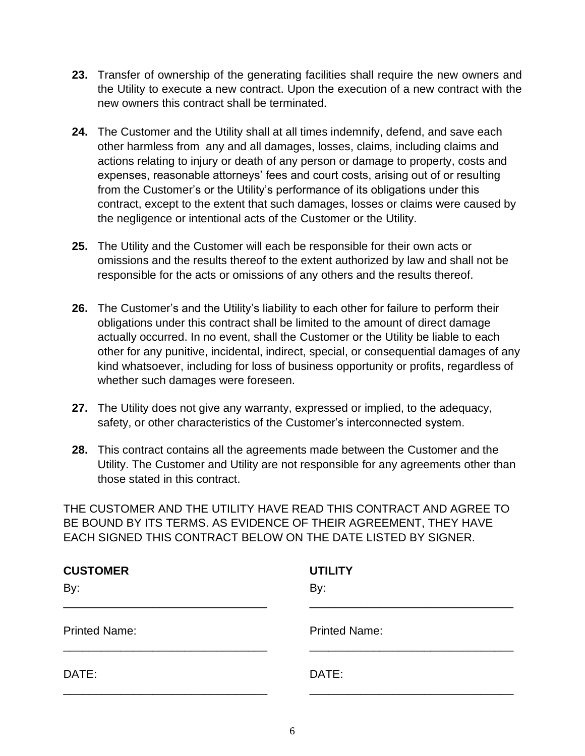**23.** Transfer of ownership of the generating facilities shall require the new owners and the Utility to execute a new contract. Upon the execution of a new contract with the new owners this contract shall be terminated.

**24.** The Customer and the Utility shall at all times indemnify, defend, and save each other harmless from any and all damages, losses, claims, including claims and actions relating to injury or death of any person or damage to property, costs and expenses, reasonable attorneys' fees and court costs, arising out of or resulting from the Customer's or the Utility's performance of its obligations under this contract, except to the extent that such damages, losses or claims were caused by the negligence or intentional acts of the Customer or the Utility.

**25.** The Utility and the Customer will each be responsible for their own acts or omissions and the results thereof to the extent authorized by law and shall not be responsible for the acts or omissions of any others and the results thereof.

**26.** The Customer's and the Utility's liability to each other for failure to perform their obligations under this contract shall be limited to the amount of direct damage actually occurred. In no event, shall the Customer or the Utility be liable to each other for any punitive, incidental, indirect, special, or consequential damages of any kind whatsoever, including for loss of business opportunity or profits, regardless of whether such damages were foreseen.

**27.** The Utility does not give any warranty, expressed or implied, to the adequacy, safety, or other characteristics of the Customer's interconnected system.

**28.** This contract contains all the agreements made between the Customer and the Utility. The Customer and Utility are not responsible for any agreements other than those stated in this contract.

THE CUSTOMER AND THE UTILITY HAVE READ THIS CONTRACT AND AGREE TO BE BOUND BY ITS TERMS. AS EVIDENCE OF THEIR AGREEMENT, THEY HAVE EACH SIGNED THIS CONTRACT BELOW ON THE DATE LISTED BY SIGNER.

| **CUSTOMER** | **UTILITY** |
|---|---|
| By: ________________________________ | By: ________________________________ |
| Printed Name: ________________________________ | Printed Name: ________________________________ |
| DATE: ________________________________ | DATE: ________________________________ |